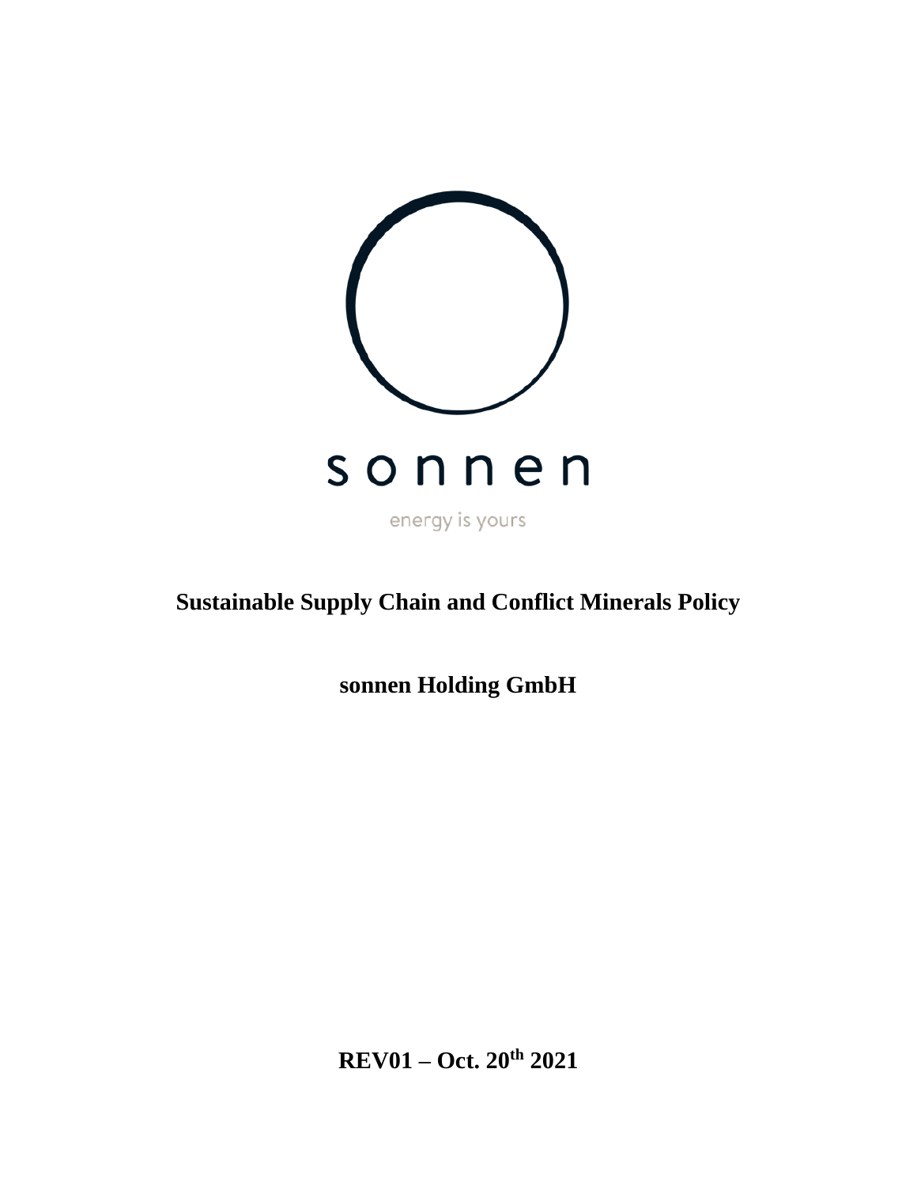sonnen

energy is yours

# Sustainable Supply Chain and Conflict Minerals Policy

## sonnen Holding GmbH

**REV01 – Oct. 20th 2021**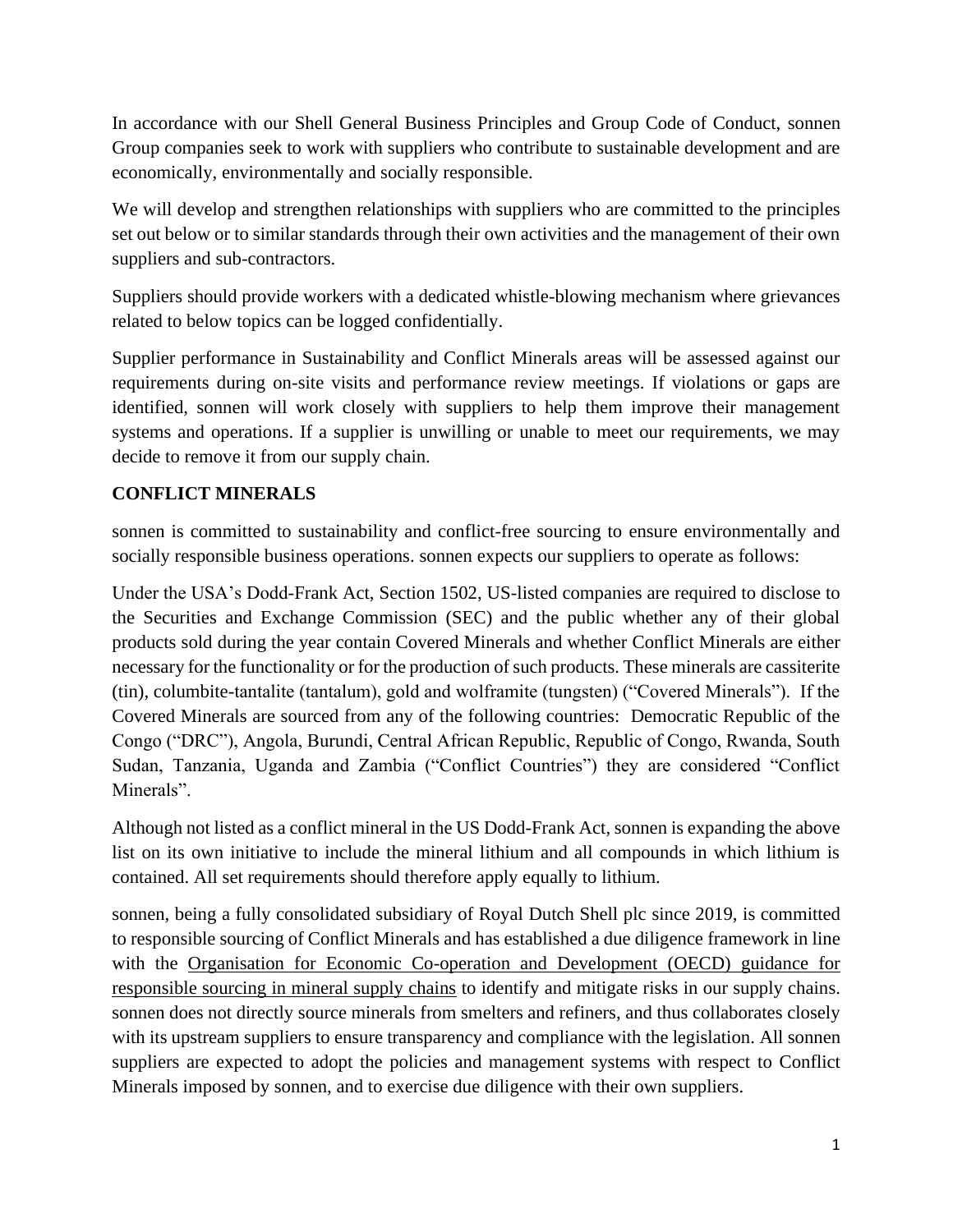In accordance with our Shell General Business Principles and Group Code of Conduct, sonnen Group companies seek to work with suppliers who contribute to sustainable development and are economically, environmentally and socially responsible.

We will develop and strengthen relationships with suppliers who are committed to the principles set out below or to similar standards through their own activities and the management of their own suppliers and sub-contractors.

Suppliers should provide workers with a dedicated whistle-blowing mechanism where grievances related to below topics can be logged confidentially.

Supplier performance in Sustainability and Conflict Minerals areas will be assessed against our requirements during on-site visits and performance review meetings. If violations or gaps are identified, sonnen will work closely with suppliers to help them improve their management systems and operations. If a supplier is unwilling or unable to meet our requirements, we may decide to remove it from our supply chain.

## CONFLICT MINERALS

sonnen is committed to sustainability and conflict-free sourcing to ensure environmentally and socially responsible business operations. sonnen expects our suppliers to operate as follows:

Under the USA's Dodd-Frank Act, Section 1502, US-listed companies are required to disclose to the Securities and Exchange Commission (SEC) and the public whether any of their global products sold during the year contain Covered Minerals and whether Conflict Minerals are either necessary for the functionality or for the production of such products. These minerals are cassiterite (tin), columbite-tantalite (tantalum), gold and wolframite (tungsten) ("Covered Minerals"). If the Covered Minerals are sourced from any of the following countries: Democratic Republic of the Congo ("DRC"), Angola, Burundi, Central African Republic, Republic of Congo, Rwanda, South Sudan, Tanzania, Uganda and Zambia ("Conflict Countries") they are considered "Conflict Minerals".

Although not listed as a conflict mineral in the US Dodd-Frank Act, sonnen is expanding the above list on its own initiative to include the mineral lithium and all compounds in which lithium is contained. All set requirements should therefore apply equally to lithium.

sonnen, being a fully consolidated subsidiary of Royal Dutch Shell plc since 2019, is committed to responsible sourcing of Conflict Minerals and has established a due diligence framework in line with the Organisation for Economic Co-operation and Development (OECD) guidance for responsible sourcing in mineral supply chains to identify and mitigate risks in our supply chains. sonnen does not directly source minerals from smelters and refiners, and thus collaborates closely with its upstream suppliers to ensure transparency and compliance with the legislation. All sonnen suppliers are expected to adopt the policies and management systems with respect to Conflict Minerals imposed by sonnen, and to exercise due diligence with their own suppliers.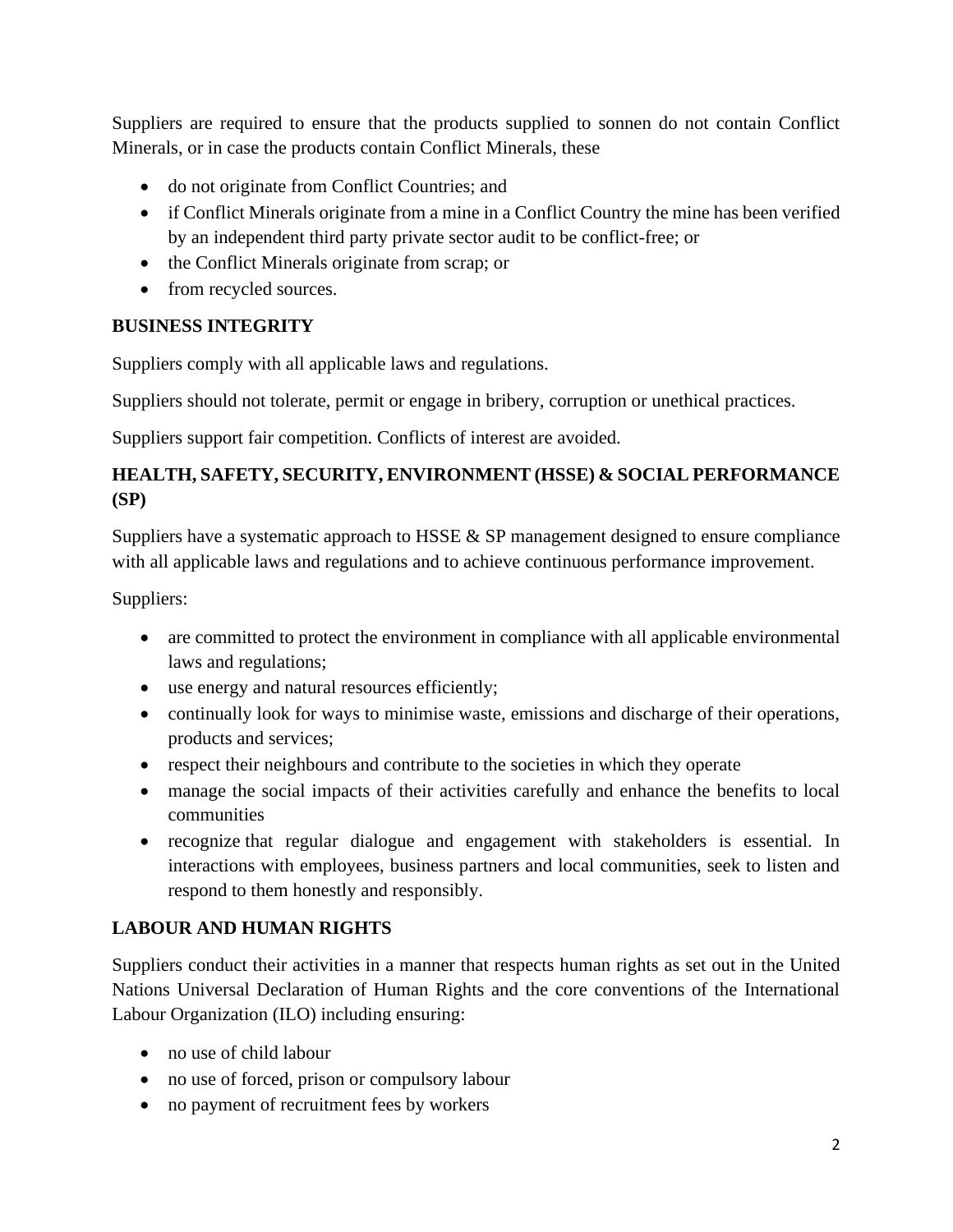Suppliers are required to ensure that the products supplied to sonnen do not contain Conflict Minerals, or in case the products contain Conflict Minerals, these

- do not originate from Conflict Countries; and
- if Conflict Minerals originate from a mine in a Conflict Country the mine has been verified by an independent third party private sector audit to be conflict-free; or
- the Conflict Minerals originate from scrap; or
- from recycled sources.

## BUSINESS INTEGRITY

Suppliers comply with all applicable laws and regulations.

Suppliers should not tolerate, permit or engage in bribery, corruption or unethical practices.

Suppliers support fair competition. Conflicts of interest are avoided.

## HEALTH, SAFETY, SECURITY, ENVIRONMENT (HSSE) & SOCIAL PERFORMANCE (SP)

Suppliers have a systematic approach to HSSE & SP management designed to ensure compliance with all applicable laws and regulations and to achieve continuous performance improvement.

Suppliers:

- are committed to protect the environment in compliance with all applicable environmental laws and regulations;
- use energy and natural resources efficiently;
- continually look for ways to minimise waste, emissions and discharge of their operations, products and services;
- respect their neighbours and contribute to the societies in which they operate
- manage the social impacts of their activities carefully and enhance the benefits to local communities
- recognize that regular dialogue and engagement with stakeholders is essential. In interactions with employees, business partners and local communities, seek to listen and respond to them honestly and responsibly.

## LABOUR AND HUMAN RIGHTS

Suppliers conduct their activities in a manner that respects human rights as set out in the United Nations Universal Declaration of Human Rights and the core conventions of the International Labour Organization (ILO) including ensuring:

- no use of child labour
- no use of forced, prison or compulsory labour
- no payment of recruitment fees by workers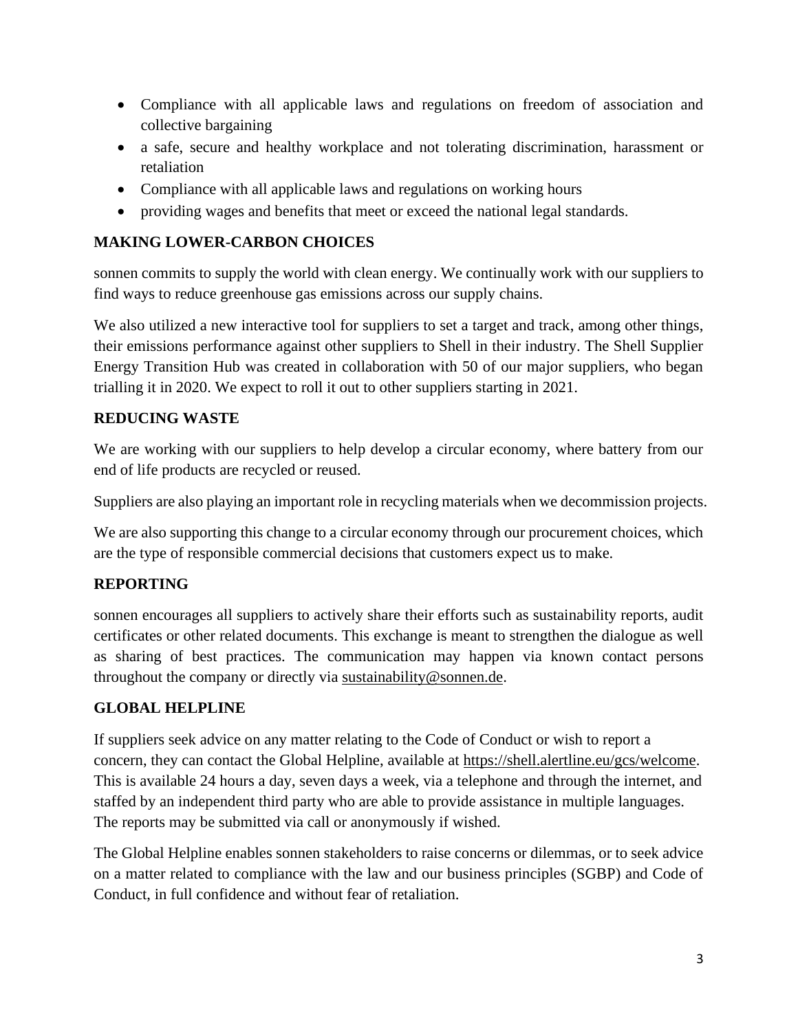- Compliance with all applicable laws and regulations on freedom of association and collective bargaining
- a safe, secure and healthy workplace and not tolerating discrimination, harassment or retaliation
- Compliance with all applicable laws and regulations on working hours
- providing wages and benefits that meet or exceed the national legal standards.

## MAKING LOWER-CARBON CHOICES

sonnen commits to supply the world with clean energy. We continually work with our suppliers to find ways to reduce greenhouse gas emissions across our supply chains.

We also utilized a new interactive tool for suppliers to set a target and track, among other things, their emissions performance against other suppliers to Shell in their industry. The Shell Supplier Energy Transition Hub was created in collaboration with 50 of our major suppliers, who began trialling it in 2020. We expect to roll it out to other suppliers starting in 2021.

## REDUCING WASTE

We are working with our suppliers to help develop a circular economy, where battery from our end of life products are recycled or reused.

Suppliers are also playing an important role in recycling materials when we decommission projects.

We are also supporting this change to a circular economy through our procurement choices, which are the type of responsible commercial decisions that customers expect us to make.

## REPORTING

sonnen encourages all suppliers to actively share their efforts such as sustainability reports, audit certificates or other related documents. This exchange is meant to strengthen the dialogue as well as sharing of best practices. The communication may happen via known contact persons throughout the company or directly via sustainability@sonnen.de.

## GLOBAL HELPLINE

If suppliers seek advice on any matter relating to the Code of Conduct or wish to report a concern, they can contact the Global Helpline, available at https://shell.alertline.eu/gcs/welcome. This is available 24 hours a day, seven days a week, via a telephone and through the internet, and staffed by an independent third party who are able to provide assistance in multiple languages. The reports may be submitted via call or anonymously if wished.

The Global Helpline enables sonnen stakeholders to raise concerns or dilemmas, or to seek advice on a matter related to compliance with the law and our business principles (SGBP) and Code of Conduct, in full confidence and without fear of retaliation.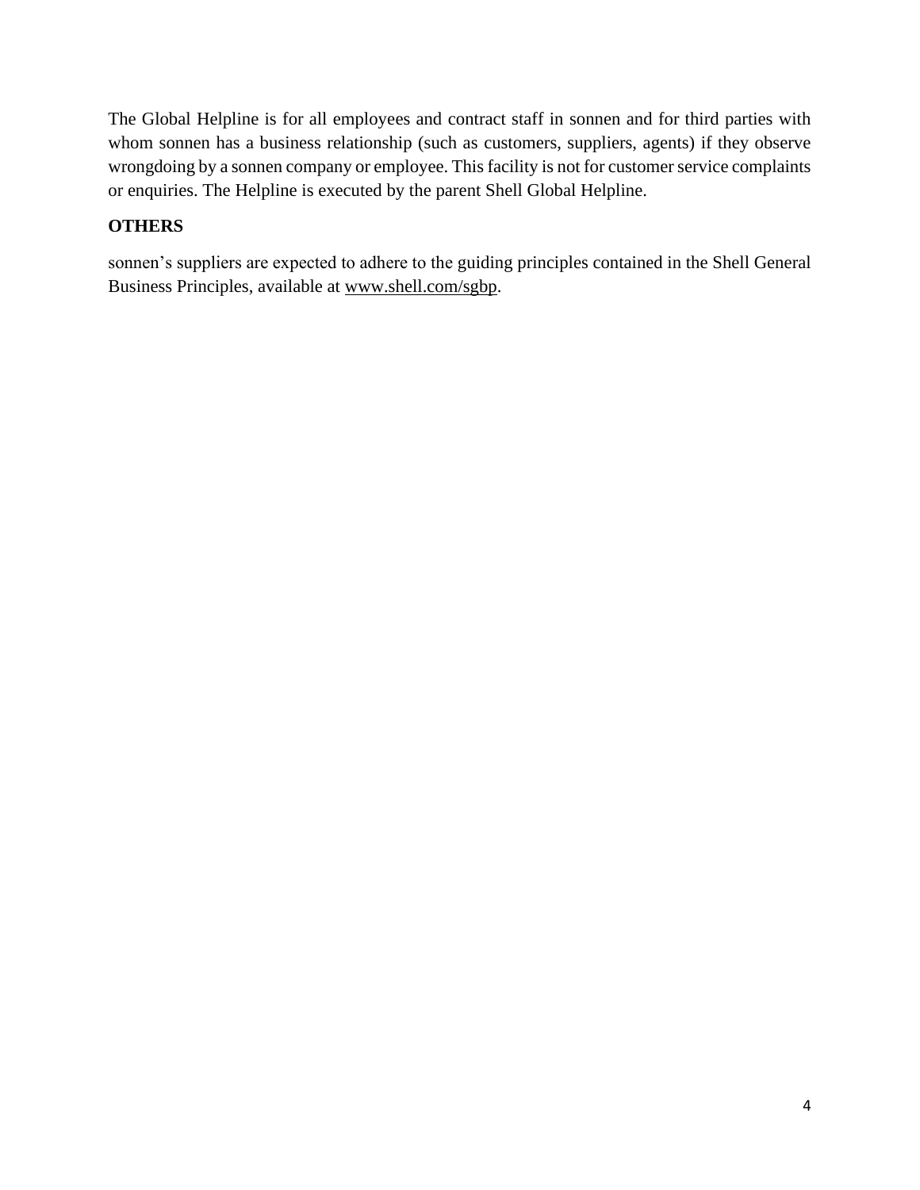The Global Helpline is for all employees and contract staff in sonnen and for third parties with whom sonnen has a business relationship (such as customers, suppliers, agents) if they observe wrongdoing by a sonnen company or employee. This facility is not for customer service complaints or enquiries. The Helpline is executed by the parent Shell Global Helpline.

## OTHERS

sonnen's suppliers are expected to adhere to the guiding principles contained in the Shell General Business Principles, available at www.shell.com/sgbp.